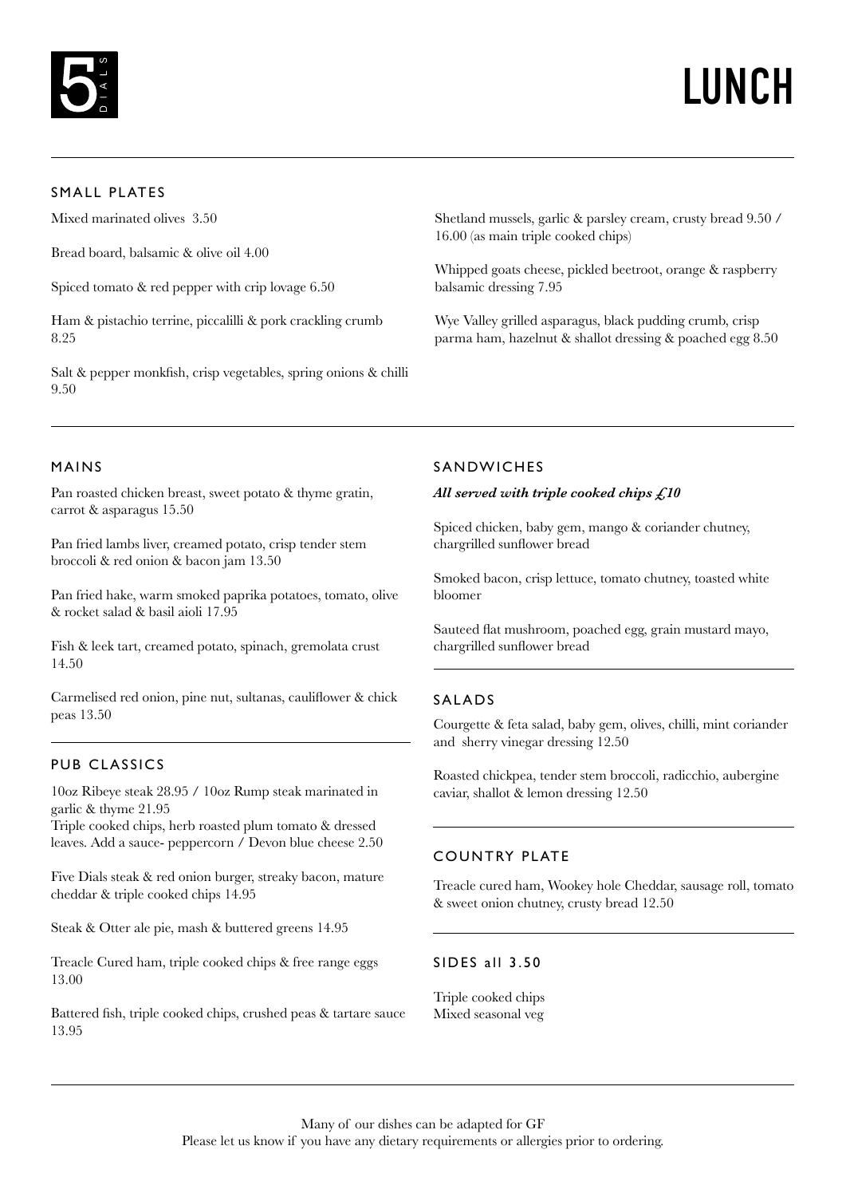5 DIALS

# LUNCH

## SMALL PLATES

Mixed marinated olives 3.50

Bread board, balsamic & olive oil 4.00

Spiced tomato & red pepper with crip lovage 6.50

Ham & pistachio terrine, piccalilli & pork crackling crumb 8.25

Salt & pepper monkfish, crisp vegetables, spring onions & chilli 9.50

Shetland mussels, garlic & parsley cream, crusty bread 9.50 / 16.00 (as main triple cooked chips)

Whipped goats cheese, pickled beetroot, orange & raspberry balsamic dressing 7.95

Wye Valley grilled asparagus, black pudding crumb, crisp parma ham, hazelnut & shallot dressing & poached egg 8.50

## MAINS

Pan roasted chicken breast, sweet potato & thyme gratin, carrot & asparagus 15.50

Pan fried lambs liver, creamed potato, crisp tender stem broccoli & red onion & bacon jam 13.50

Pan fried hake, warm smoked paprika potatoes, tomato, olive & rocket salad & basil aioli 17.95

Fish & leek tart, creamed potato, spinach, gremolata crust 14.50

Carmelised red onion, pine nut, sultanas, cauliflower & chick peas 13.50

## PUB CLASSICS

10oz Ribeye steak 28.95 / 10oz Rump steak marinated in garlic & thyme 21.95
Triple cooked chips, herb roasted plum tomato & dressed leaves. Add a sauce- peppercorn / Devon blue cheese 2.50

Five Dials steak & red onion burger, streaky bacon, mature cheddar & triple cooked chips 14.95

Steak & Otter ale pie, mash & buttered greens 14.95

Treacle Cured ham, triple cooked chips & free range eggs 13.00

Battered fish, triple cooked chips, crushed peas & tartare sauce 13.95

## SANDWICHES

***All served with triple cooked chips £10***

Spiced chicken, baby gem, mango & coriander chutney, chargrilled sunflower bread

Smoked bacon, crisp lettuce, tomato chutney, toasted white bloomer

Sauteed flat mushroom, poached egg, grain mustard mayo, chargrilled sunflower bread

## SALADS

Courgette & feta salad, baby gem, olives, chilli, mint coriander and sherry vinegar dressing 12.50

Roasted chickpea, tender stem broccoli, radicchio, aubergine caviar, shallot & lemon dressing 12.50

## COUNTRY PLATE

Treacle cured ham, Wookey hole Cheddar, sausage roll, tomato & sweet onion chutney, crusty bread 12.50

## SIDES all 3.50

Triple cooked chips
Mixed seasonal veg

Many of our dishes can be adapted for GF
Please let us know if you have any dietary requirements or allergies prior to ordering.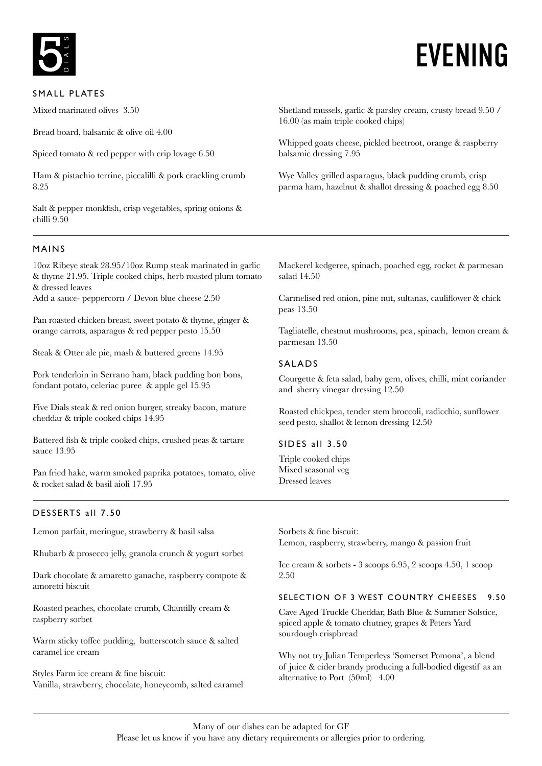5 DIALS

# EVENING

## SMALL PLATES

Mixed marinated olives 3.50

Bread board, balsamic & olive oil 4.00

Spiced tomato & red pepper with crip lovage 6.50

Ham & pistachio terrine, piccalilli & pork crackling crumb 8.25

Salt & pepper monkfish, crisp vegetables, spring onions & chilli 9.50

Shetland mussels, garlic & parsley cream, crusty bread 9.50 / 16.00 (as main triple cooked chips)

Whipped goats cheese, pickled beetroot, orange & raspberry balsamic dressing 7.95

Wye Valley grilled asparagus, black pudding crumb, crisp parma ham, hazelnut & shallot dressing & poached egg 8.50

## MAINS

10oz Ribeye steak 28.95/10oz Rump steak marinated in garlic & thyme 21.95. Triple cooked chips, herb roasted plum tomato & dressed leaves
Add a sauce- peppercorn / Devon blue cheese 2.50

Pan roasted chicken breast, sweet potato & thyme, ginger & orange carrots, asparagus & red pepper pesto 15.50

Steak & Otter ale pie, mash & buttered greens 14.95

Pork tenderloin in Serrano ham, black pudding bon bons, fondant potato, celeriac puree & apple gel 15.95

Five Dials steak & red onion burger, streaky bacon, mature cheddar & triple cooked chips 14.95

Battered fish & triple cooked chips, crushed peas & tartare sauce 13.95

Pan fried hake, warm smoked paprika potatoes, tomato, olive & rocket salad & basil aioli 17.95

Mackerel kedgeree, spinach, poached egg, rocket & parmesan salad 14.50

Carmelised red onion, pine nut, sultanas, cauliflower & chick peas 13.50

Tagliatelle, chestnut mushrooms, pea, spinach, lemon cream & parmesan 13.50

## SALADS

Courgette & feta salad, baby gem, olives, chilli, mint coriander and sherry vinegar dressing 12.50

Roasted chickpea, tender stem broccoli, radicchio, sunflower seed pesto, shallot & lemon dressing 12.50

## SIDES all 3.50

Triple cooked chips
Mixed seasonal veg
Dressed leaves

## DESSERTS all 7.50

Lemon parfait, meringue, strawberry & basil salsa

Rhubarb & prosecco jelly, granola crunch & yogurt sorbet

Dark chocolate & amaretto ganache, raspberry compote & amoretti biscuit

Roasted peaches, chocolate crumb, Chantilly cream & raspberry sorbet

Warm sticky toffee pudding, butterscotch sauce & salted caramel ice cream

Styles Farm ice cream & fine biscuit:
Vanilla, strawberry, chocolate, honeycomb, salted caramel

Sorbets & fine biscuit:
Lemon, raspberry, strawberry, mango & passion fruit

Ice cream & sorbets - 3 scoops 6.95, 2 scoops 4.50, 1 scoop 2.50

### SELECTION OF 3 WEST COUNTRY CHEESES 9.50

Cave Aged Truckle Cheddar, Bath Blue & Summer Solstice, spiced apple & tomato chutney, grapes & Peters Yard sourdough crispbread

Why not try Julian Temperleys 'Somerset Pomona', a blend of juice & cider brandy producing a full-bodied digestif as an alternative to Port (50ml) 4.00

Many of our dishes can be adapted for GF
Please let us know if you have any dietary requirements or allergies prior to ordering.